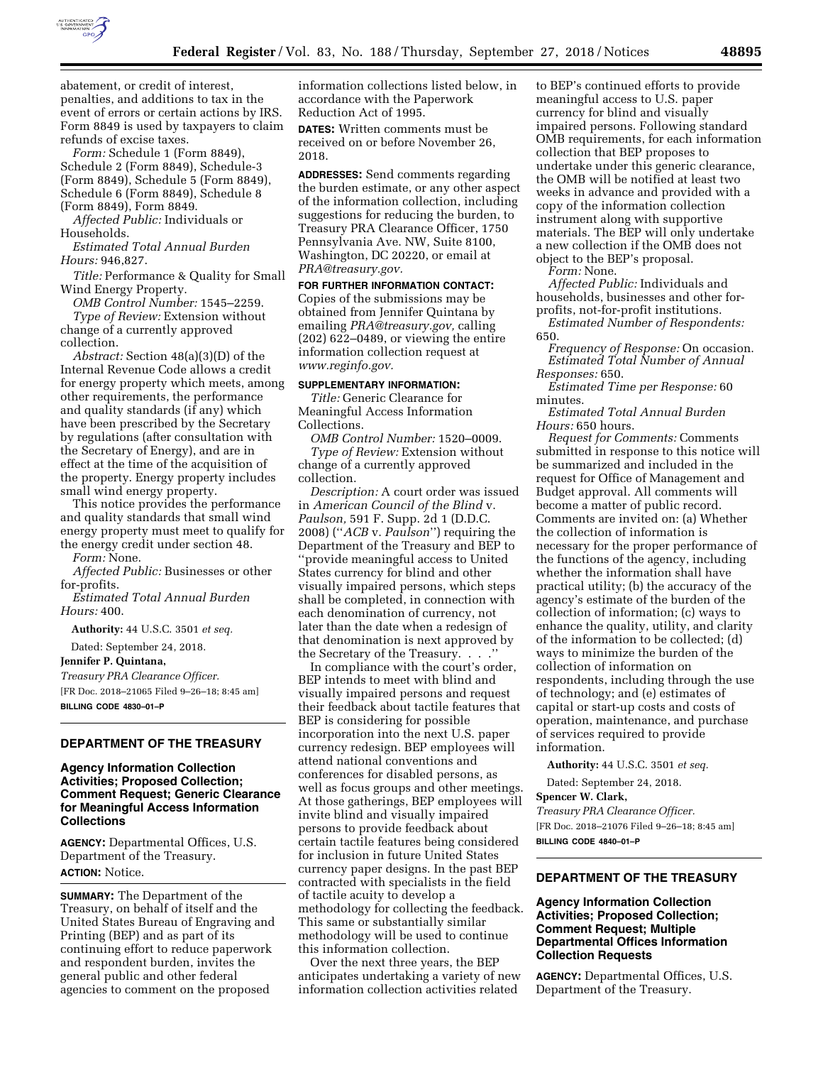abatement, or credit of interest, penalties, and additions to tax in the event of errors or certain actions by IRS. Form 8849 is used by taxpayers to claim refunds of excise taxes.

*Form:* Schedule 1 (Form 8849), Schedule 2 (Form 8849), Schedule-3 (Form 8849), Schedule 5 (Form 8849), Schedule 6 (Form 8849), Schedule 8 (Form 8849), Form 8849.

*Affected Public:* Individuals or Households.

*Estimated Total Annual Burden Hours:* 946,827.

*Title:* Performance & Quality for Small Wind Energy Property.

*OMB Control Number:* 1545–2259.

*Type of Review:* Extension without change of a currently approved collection.

*Abstract:* Section 48(a)(3)(D) of the Internal Revenue Code allows a credit for energy property which meets, among other requirements, the performance and quality standards (if any) which have been prescribed by the Secretary by regulations (after consultation with the Secretary of Energy), and are in effect at the time of the acquisition of the property. Energy property includes small wind energy property.

This notice provides the performance and quality standards that small wind energy property must meet to qualify for the energy credit under section 48.

*Form:* None.

*Affected Public:* Businesses or other for-profits.

*Estimated Total Annual Burden Hours:* 400.

**Authority:** 44 U.S.C. 3501 *et seq.*

Dated: September 24, 2018.

**Jennifer P. Quintana,**

*Treasury PRA Clearance Officer.*

[FR Doc. 2018–21065 Filed 9–26–18; 8:45 am]

**BILLING CODE 4830–01–P**

---

## DEPARTMENT OF THE TREASURY

### Agency Information Collection Activities; Proposed Collection; Comment Request; Generic Clearance for Meaningful Access Information Collections

**AGENCY:** Departmental Offices, U.S. Department of the Treasury.

**ACTION:** Notice.

**SUMMARY:** The Department of the Treasury, on behalf of itself and the United States Bureau of Engraving and Printing (BEP) and as part of its continuing effort to reduce paperwork and respondent burden, invites the general public and other federal agencies to comment on the proposed information collections listed below, in accordance with the Paperwork Reduction Act of 1995.

**DATES:** Written comments must be received on or before November 26, 2018.

**ADDRESSES:** Send comments regarding the burden estimate, or any other aspect of the information collection, including suggestions for reducing the burden, to Treasury PRA Clearance Officer, 1750 Pennsylvania Ave. NW, Suite 8100, Washington, DC 20220, or email at *PRA@treasury.gov.*

**FOR FURTHER INFORMATION CONTACT:** Copies of the submissions may be obtained from Jennifer Quintana by emailing *PRA@treasury.gov,* calling (202) 622–0489, or viewing the entire information collection request at *www.reginfo.gov.*

**SUPPLEMENTARY INFORMATION:**

*Title:* Generic Clearance for Meaningful Access Information Collections.

*OMB Control Number:* 1520–0009.

*Type of Review:* Extension without change of a currently approved collection.

*Description:* A court order was issued in *American Council of the Blind* v. *Paulson,* 591 F. Supp. 2d 1 (D.D.C. 2008) (''*ACB* v. *Paulson*'') requiring the Department of the Treasury and BEP to ''provide meaningful access to United States currency for blind and other visually impaired persons, which steps shall be completed, in connection with each denomination of currency, not later than the date when a redesign of that denomination is next approved by the Secretary of the Treasury. . . .''

In compliance with the court's order, BEP intends to meet with blind and visually impaired persons and request their feedback about tactile features that BEP is considering for possible incorporation into the next U.S. paper currency redesign. BEP employees will attend national conventions and conferences for disabled persons, as well as focus groups and other meetings. At those gatherings, BEP employees will invite blind and visually impaired persons to provide feedback about certain tactile features being considered for inclusion in future United States currency paper designs. In the past BEP contracted with specialists in the field of tactile acuity to develop a methodology for collecting the feedback. This same or substantially similar methodology will be used to continue this information collection.

Over the next three years, the BEP anticipates undertaking a variety of new information collection activities related to BEP's continued efforts to provide meaningful access to U.S. paper currency for blind and visually impaired persons. Following standard OMB requirements, for each information collection that BEP proposes to undertake under this generic clearance, the OMB will be notified at least two weeks in advance and provided with a copy of the information collection instrument along with supportive materials. The BEP will only undertake a new collection if the OMB does not object to the BEP's proposal.

*Form:* None.

*Affected Public:* Individuals and households, businesses and other for-profits, not-for-profit institutions.

*Estimated Number of Respondents:* 650.

*Frequency of Response:* On occasion.

*Estimated Total Number of Annual Responses:* 650.

*Estimated Time per Response:* 60 minutes.

*Estimated Total Annual Burden Hours:* 650 hours.

*Request for Comments:* Comments submitted in response to this notice will be summarized and included in the request for Office of Management and Budget approval. All comments will become a matter of public record. Comments are invited on: (a) Whether the collection of information is necessary for the proper performance of the functions of the agency, including whether the information shall have practical utility; (b) the accuracy of the agency's estimate of the burden of the collection of information; (c) ways to enhance the quality, utility, and clarity of the information to be collected; (d) ways to minimize the burden of the collection of information on respondents, including through the use of technology; and (e) estimates of capital or start-up costs and costs of operation, maintenance, and purchase of services required to provide information.

**Authority:** 44 U.S.C. 3501 *et seq.*

Dated: September 24, 2018.

**Spencer W. Clark,**

*Treasury PRA Clearance Officer.*

[FR Doc. 2018–21076 Filed 9–26–18; 8:45 am]

**BILLING CODE 4840–01–P**

---

## DEPARTMENT OF THE TREASURY

### Agency Information Collection Activities; Proposed Collection; Comment Request; Multiple Departmental Offices Information Collection Requests

**AGENCY:** Departmental Offices, U.S. Department of the Treasury.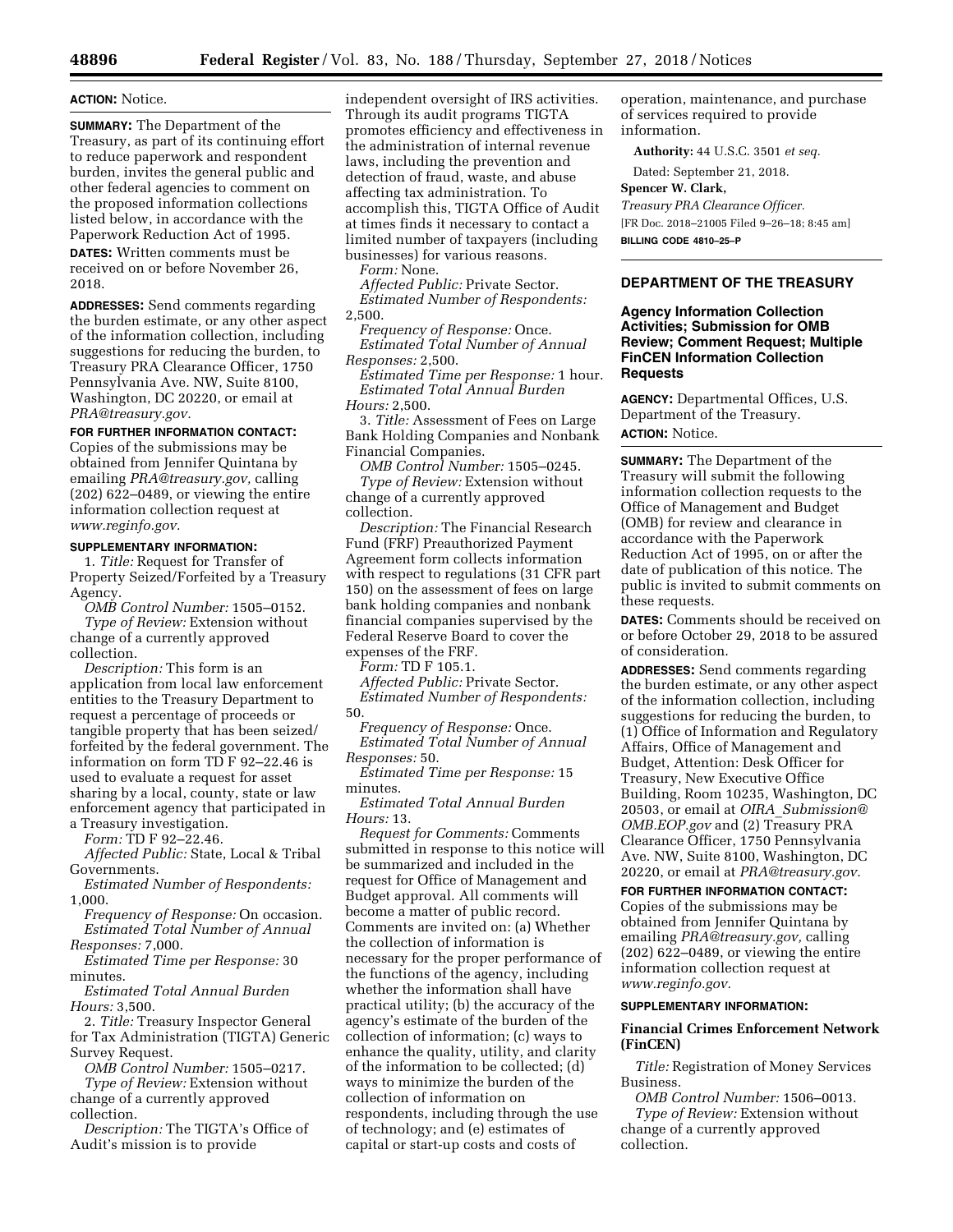**ACTION:** Notice.

**SUMMARY:** The Department of the Treasury, as part of its continuing effort to reduce paperwork and respondent burden, invites the general public and other federal agencies to comment on the proposed information collections listed below, in accordance with the Paperwork Reduction Act of 1995.

**DATES:** Written comments must be received on or before November 26, 2018.

**ADDRESSES:** Send comments regarding the burden estimate, or any other aspect of the information collection, including suggestions for reducing the burden, to Treasury PRA Clearance Officer, 1750 Pennsylvania Ave. NW, Suite 8100, Washington, DC 20220, or email at *PRA@treasury.gov.*

**FOR FURTHER INFORMATION CONTACT:** Copies of the submissions may be obtained from Jennifer Quintana by emailing *PRA@treasury.gov,* calling (202) 622–0489, or viewing the entire information collection request at *www.reginfo.gov.*

**SUPPLEMENTARY INFORMATION:**

1. *Title:* Request for Transfer of Property Seized/Forfeited by a Treasury Agency.

*OMB Control Number:* 1505–0152.

*Type of Review:* Extension without change of a currently approved collection.

*Description:* This form is an application from local law enforcement entities to the Treasury Department to request a percentage of proceeds or tangible property that has been seized/forfeited by the federal government. The information on form TD F 92–22.46 is used to evaluate a request for asset sharing by a local, county, state or law enforcement agency that participated in a Treasury investigation.

*Form:* TD F 92–22.46.

*Affected Public:* State, Local & Tribal Governments.

*Estimated Number of Respondents:* 1,000.

*Frequency of Response:* On occasion.

*Estimated Total Number of Annual Responses:* 7,000.

*Estimated Time per Response:* 30 minutes.

*Estimated Total Annual Burden Hours:* 3,500.

2. *Title:* Treasury Inspector General for Tax Administration (TIGTA) Generic Survey Request.

*OMB Control Number:* 1505–0217.

*Type of Review:* Extension without change of a currently approved collection.

*Description:* The TIGTA's Office of Audit's mission is to provide independent oversight of IRS activities. Through its audit programs TIGTA promotes efficiency and effectiveness in the administration of internal revenue laws, including the prevention and detection of fraud, waste, and abuse affecting tax administration. To accomplish this, TIGTA Office of Audit at times finds it necessary to contact a limited number of taxpayers (including businesses) for various reasons.

*Form:* None.

*Affected Public:* Private Sector.

*Estimated Number of Respondents:* 2,500.

*Frequency of Response:* Once.

*Estimated Total Number of Annual Responses:* 2,500.

*Estimated Time per Response:* 1 hour.

*Estimated Total Annual Burden Hours:* 2,500.

3. *Title:* Assessment of Fees on Large Bank Holding Companies and Nonbank Financial Companies.

*OMB Control Number:* 1505–0245.

*Type of Review:* Extension without change of a currently approved collection.

*Description:* The Financial Research Fund (FRF) Preauthorized Payment Agreement form collects information with respect to regulations (31 CFR part 150) on the assessment of fees on large bank holding companies and nonbank financial companies supervised by the Federal Reserve Board to cover the expenses of the FRF.

*Form:* TD F 105.1.

*Affected Public:* Private Sector.

*Estimated Number of Respondents:* 50.

*Frequency of Response:* Once.

*Estimated Total Number of Annual Responses:* 50.

*Estimated Time per Response:* 15 minutes.

*Estimated Total Annual Burden Hours:* 13.

*Request for Comments:* Comments submitted in response to this notice will be summarized and included in the request for Office of Management and Budget approval. All comments will become a matter of public record. Comments are invited on: (a) Whether the collection of information is necessary for the proper performance of the functions of the agency, including whether the information shall have practical utility; (b) the accuracy of the agency's estimate of the burden of the collection of information; (c) ways to enhance the quality, utility, and clarity of the information to be collected; (d) ways to minimize the burden of the collection of information on respondents, including through the use of technology; and (e) estimates of capital or start-up costs and costs of operation, maintenance, and purchase of services required to provide information.

**Authority:** 44 U.S.C. 3501 *et seq.*

Dated: September 21, 2018.

**Spencer W. Clark,**

*Treasury PRA Clearance Officer.*

[FR Doc. 2018–21005 Filed 9–26–18; 8:45 am]

**BILLING CODE 4810–25–P**

---

## DEPARTMENT OF THE TREASURY

### Agency Information Collection Activities; Submission for OMB Review; Comment Request; Multiple FinCEN Information Collection Requests

**AGENCY:** Departmental Offices, U.S. Department of the Treasury.

**ACTION:** Notice.

**SUMMARY:** The Department of the Treasury will submit the following information collection requests to the Office of Management and Budget (OMB) for review and clearance in accordance with the Paperwork Reduction Act of 1995, on or after the date of publication of this notice. The public is invited to submit comments on these requests.

**DATES:** Comments should be received on or before October 29, 2018 to be assured of consideration.

**ADDRESSES:** Send comments regarding the burden estimate, or any other aspect of the information collection, including suggestions for reducing the burden, to (1) Office of Information and Regulatory Affairs, Office of Management and Budget, Attention: Desk Officer for Treasury, New Executive Office Building, Room 10235, Washington, DC 20503, or email at *OIRA_Submission@OMB.EOP.gov* and (2) Treasury PRA Clearance Officer, 1750 Pennsylvania Ave. NW, Suite 8100, Washington, DC 20220, or email at *PRA@treasury.gov.*

**FOR FURTHER INFORMATION CONTACT:** Copies of the submissions may be obtained from Jennifer Quintana by emailing *PRA@treasury.gov,* calling (202) 622–0489, or viewing the entire information collection request at *www.reginfo.gov.*

**SUPPLEMENTARY INFORMATION:**

#### Financial Crimes Enforcement Network (FinCEN)

*Title:* Registration of Money Services Business.

*OMB Control Number:* 1506–0013.

*Type of Review:* Extension without change of a currently approved collection.